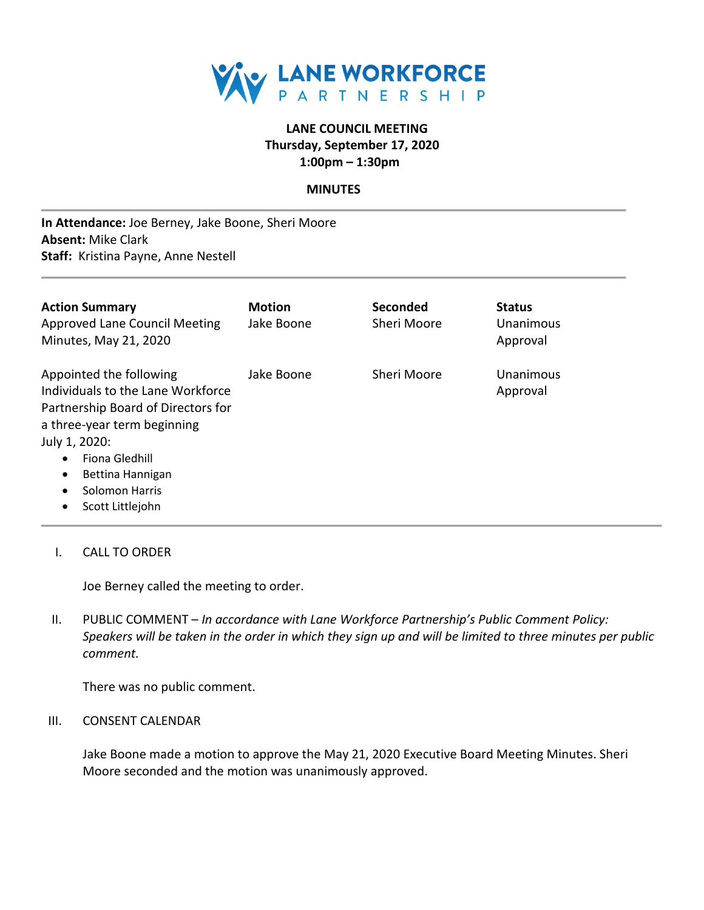**LANE WORKFORCE PARTNERSHIP**

# LANE COUNCIL MEETING

**Thursday, September 17, 2020**
**1:00pm – 1:30pm**

## MINUTES

**In Attendance:** Joe Berney, Jake Boone, Sheri Moore
**Absent:** Mike Clark
**Staff:** Kristina Payne, Anne Nestell

| Action Summary | Motion | Seconded | Status |
|---|---|---|---|
| Approved Lane Council Meeting Minutes, May 21, 2020 | Jake Boone | Sheri Moore | Unanimous Approval |
| Appointed the following Individuals to the Lane Workforce Partnership Board of Directors for a three-year term beginning July 1, 2020: <br>• Fiona Gledhill <br>• Bettina Hannigan <br>• Solomon Harris <br>• Scott Littlejohn | Jake Boone | Sheri Moore | Unanimous Approval |

I. CALL TO ORDER

Joe Berney called the meeting to order.

II. PUBLIC COMMENT – *In accordance with Lane Workforce Partnership's Public Comment Policy: Speakers will be taken in the order in which they sign up and will be limited to three minutes per public comment.*

There was no public comment.

III. CONSENT CALENDAR

Jake Boone made a motion to approve the May 21, 2020 Executive Board Meeting Minutes. Sheri Moore seconded and the motion was unanimously approved.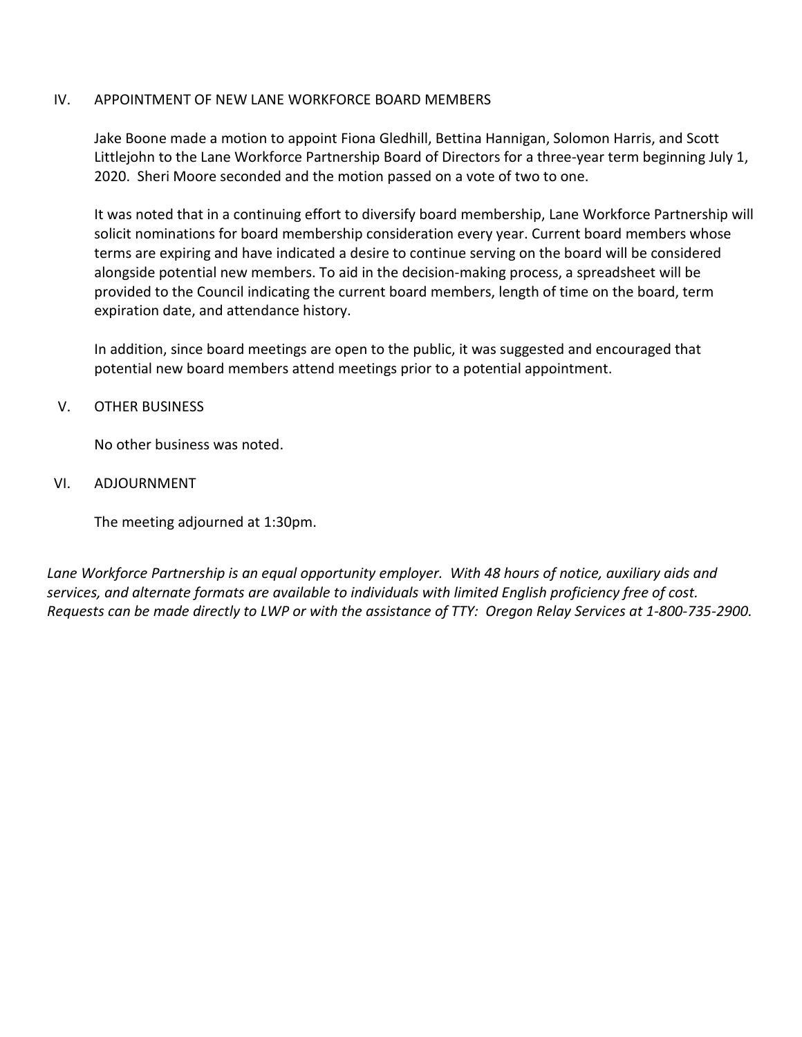## IV. APPOINTMENT OF NEW LANE WORKFORCE BOARD MEMBERS

Jake Boone made a motion to appoint Fiona Gledhill, Bettina Hannigan, Solomon Harris, and Scott Littlejohn to the Lane Workforce Partnership Board of Directors for a three-year term beginning July 1, 2020. Sheri Moore seconded and the motion passed on a vote of two to one.

It was noted that in a continuing effort to diversify board membership, Lane Workforce Partnership will solicit nominations for board membership consideration every year. Current board members whose terms are expiring and have indicated a desire to continue serving on the board will be considered alongside potential new members. To aid in the decision-making process, a spreadsheet will be provided to the Council indicating the current board members, length of time on the board, term expiration date, and attendance history.

In addition, since board meetings are open to the public, it was suggested and encouraged that potential new board members attend meetings prior to a potential appointment.

## V. OTHER BUSINESS

No other business was noted.

## VI. ADJOURNMENT

The meeting adjourned at 1:30pm.

*Lane Workforce Partnership is an equal opportunity employer. With 48 hours of notice, auxiliary aids and services, and alternate formats are available to individuals with limited English proficiency free of cost. Requests can be made directly to LWP or with the assistance of TTY: Oregon Relay Services at 1-800-735-2900.*